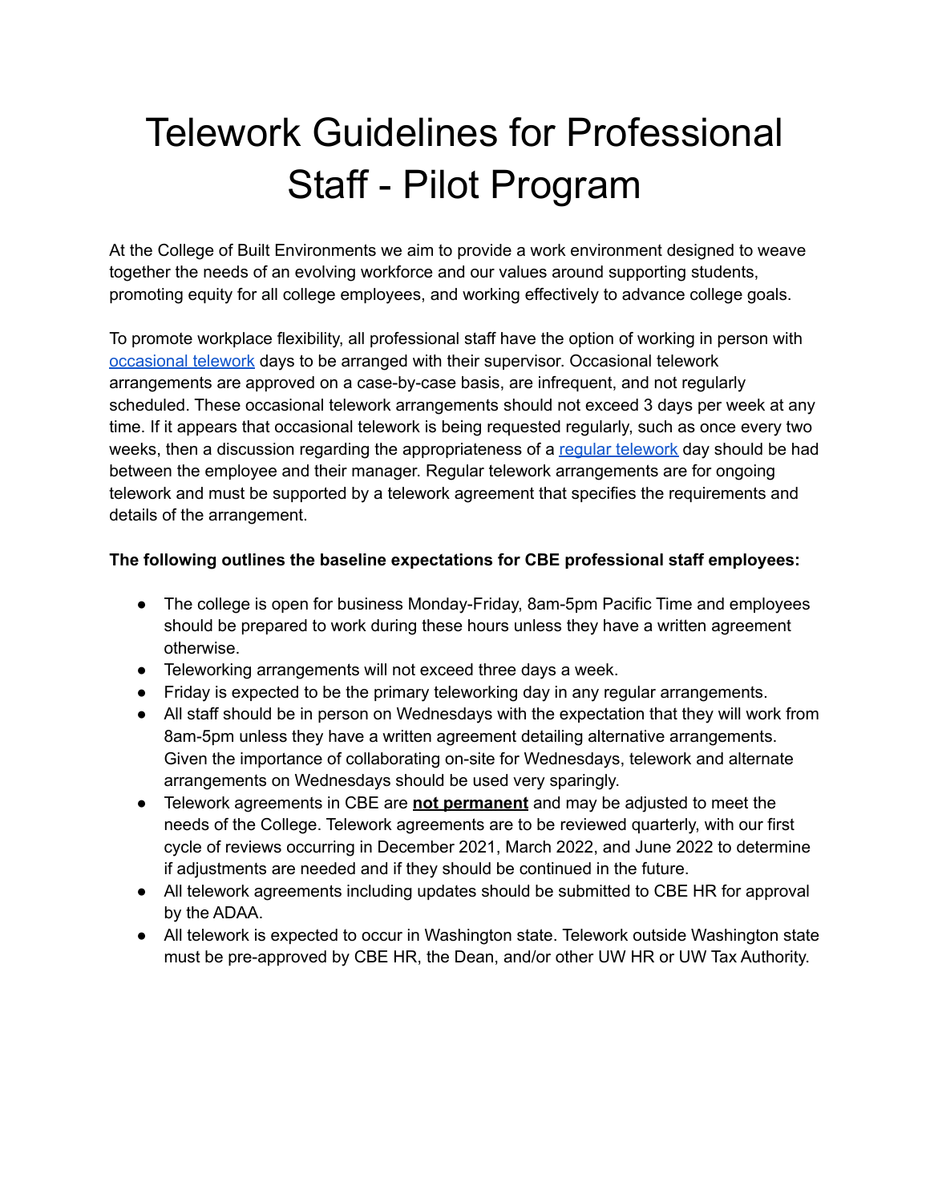# Telework Guidelines for Professional Staff - Pilot Program

At the College of Built Environments we aim to provide a work environment designed to weave together the needs of an evolving workforce and our values around supporting students, promoting equity for all college employees, and working effectively to advance college goals.

To promote workplace flexibility, all professional staff have the option of working in person with occasional telework days to be arranged with their supervisor. Occasional telework arrangements are approved on a case-by-case basis, are infrequent, and not regularly scheduled. These occasional telework arrangements should not exceed 3 days per week at any time. If it appears that occasional telework is being requested regularly, such as once every two weeks, then a discussion regarding the appropriateness of a regular telework day should be had between the employee and their manager. Regular telework arrangements are for ongoing telework and must be supported by a telework agreement that specifies the requirements and details of the arrangement.

**The following outlines the baseline expectations for CBE professional staff employees:**

- The college is open for business Monday-Friday, 8am-5pm Pacific Time and employees should be prepared to work during these hours unless they have a written agreement otherwise.
- Teleworking arrangements will not exceed three days a week.
- Friday is expected to be the primary teleworking day in any regular arrangements.
- All staff should be in person on Wednesdays with the expectation that they will work from 8am-5pm unless they have a written agreement detailing alternative arrangements. Given the importance of collaborating on-site for Wednesdays, telework and alternate arrangements on Wednesdays should be used very sparingly.
- Telework agreements in CBE are **not permanent** and may be adjusted to meet the needs of the College. Telework agreements are to be reviewed quarterly, with our first cycle of reviews occurring in December 2021, March 2022, and June 2022 to determine if adjustments are needed and if they should be continued in the future.
- All telework agreements including updates should be submitted to CBE HR for approval by the ADAA.
- All telework is expected to occur in Washington state. Telework outside Washington state must be pre-approved by CBE HR, the Dean, and/or other UW HR or UW Tax Authority.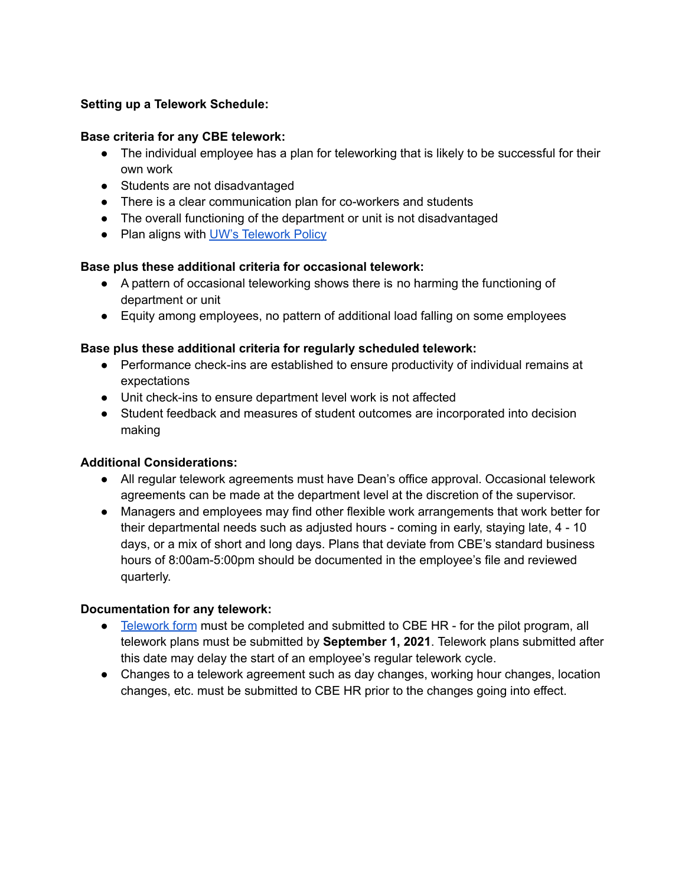**Setting up a Telework Schedule:**

**Base criteria for any CBE telework:**

- The individual employee has a plan for teleworking that is likely to be successful for their own work
- Students are not disadvantaged
- There is a clear communication plan for co-workers and students
- The overall functioning of the department or unit is not disadvantaged
- Plan aligns with [UW's Telework Policy]()

**Base plus these additional criteria for occasional telework:**

- A pattern of occasional teleworking shows there is no harming the functioning of department or unit
- Equity among employees, no pattern of additional load falling on some employees

**Base plus these additional criteria for regularly scheduled telework:**

- Performance check-ins are established to ensure productivity of individual remains at expectations
- Unit check-ins to ensure department level work is not affected
- Student feedback and measures of student outcomes are incorporated into decision making

**Additional Considerations:**

- All regular telework agreements must have Dean's office approval. Occasional telework agreements can be made at the department level at the discretion of the supervisor.
- Managers and employees may find other flexible work arrangements that work better for their departmental needs such as adjusted hours - coming in early, staying late, 4 - 10 days, or a mix of short and long days. Plans that deviate from CBE's standard business hours of 8:00am-5:00pm should be documented in the employee's file and reviewed quarterly.

**Documentation for any telework:**

- [Telework form]() must be completed and submitted to CBE HR - for the pilot program, all telework plans must be submitted by **September 1, 2021**. Telework plans submitted after this date may delay the start of an employee's regular telework cycle.
- Changes to a telework agreement such as day changes, working hour changes, location changes, etc. must be submitted to CBE HR prior to the changes going into effect.